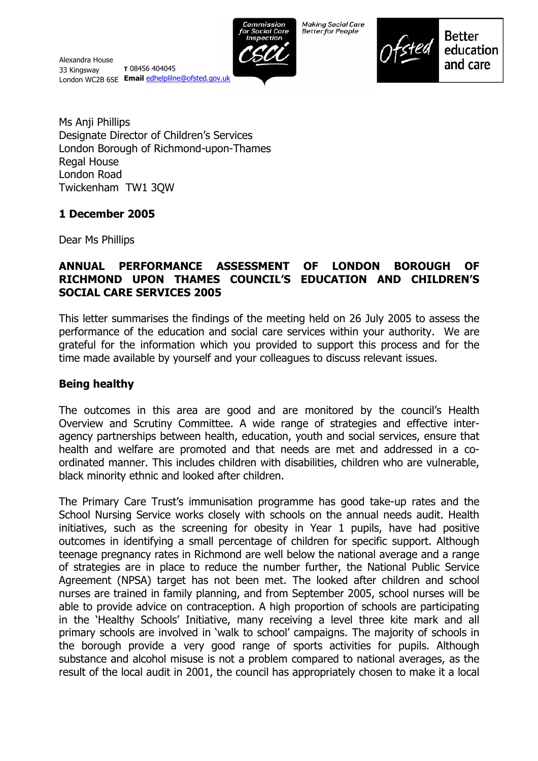Alexandra House
33 Kingsway
London WC2B 6SE

**T** 08456 404045
**Email** edhelplilne@ofsted.gov.uk

Commission for Social Care Inspection
Making Social Care Better for People

Ofsted — Better education and care

Ms Anji Phillips
Designate Director of Children's Services
London Borough of Richmond-upon-Thames
Regal House
London Road
Twickenham TW1 3QW

**1 December 2005**

Dear Ms Phillips

**ANNUAL PERFORMANCE ASSESSMENT OF LONDON BOROUGH OF RICHMOND UPON THAMES COUNCIL'S EDUCATION AND CHILDREN'S SOCIAL CARE SERVICES 2005**

This letter summarises the findings of the meeting held on 26 July 2005 to assess the performance of the education and social care services within your authority. We are grateful for the information which you provided to support this process and for the time made available by yourself and your colleagues to discuss relevant issues.

## Being healthy

The outcomes in this area are good and are monitored by the council's Health Overview and Scrutiny Committee. A wide range of strategies and effective inter-agency partnerships between health, education, youth and social services, ensure that health and welfare are promoted and that needs are met and addressed in a co-ordinated manner. This includes children with disabilities, children who are vulnerable, black minority ethnic and looked after children.

The Primary Care Trust's immunisation programme has good take-up rates and the School Nursing Service works closely with schools on the annual needs audit. Health initiatives, such as the screening for obesity in Year 1 pupils, have had positive outcomes in identifying a small percentage of children for specific support. Although teenage pregnancy rates in Richmond are well below the national average and a range of strategies are in place to reduce the number further, the National Public Service Agreement (NPSA) target has not been met. The looked after children and school nurses are trained in family planning, and from September 2005, school nurses will be able to provide advice on contraception. A high proportion of schools are participating in the 'Healthy Schools' Initiative, many receiving a level three kite mark and all primary schools are involved in 'walk to school' campaigns. The majority of schools in the borough provide a very good range of sports activities for pupils. Although substance and alcohol misuse is not a problem compared to national averages, as the result of the local audit in 2001, the council has appropriately chosen to make it a local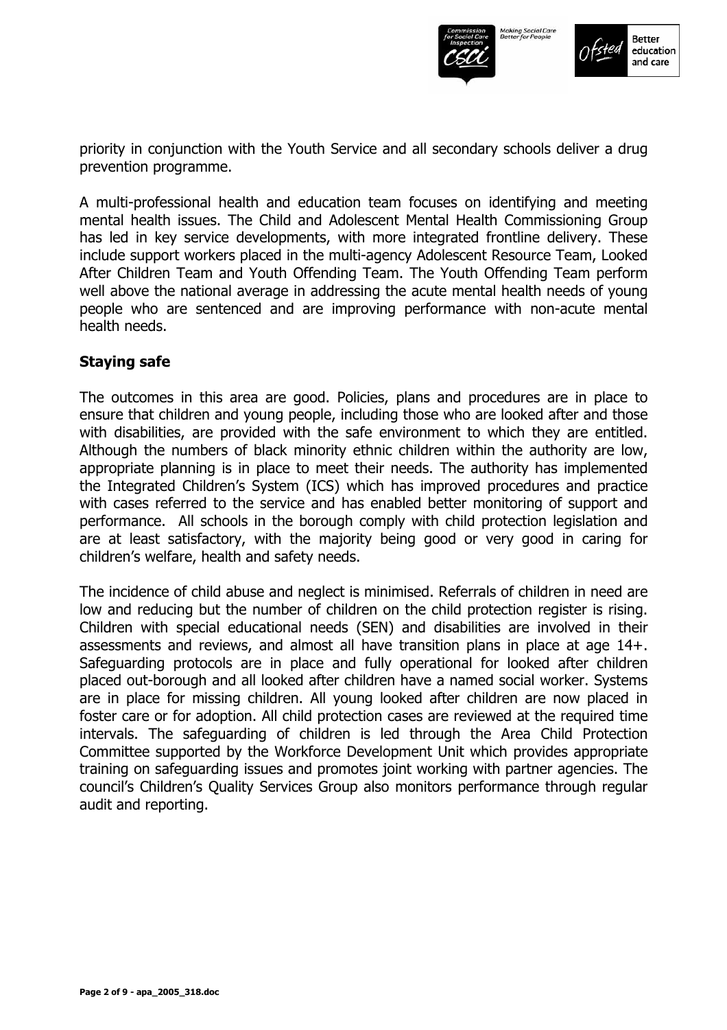priority in conjunction with the Youth Service and all secondary schools deliver a drug prevention programme.

A multi-professional health and education team focuses on identifying and meeting mental health issues. The Child and Adolescent Mental Health Commissioning Group has led in key service developments, with more integrated frontline delivery. These include support workers placed in the multi-agency Adolescent Resource Team, Looked After Children Team and Youth Offending Team. The Youth Offending Team perform well above the national average in addressing the acute mental health needs of young people who are sentenced and are improving performance with non-acute mental health needs.

### Staying safe

The outcomes in this area are good. Policies, plans and procedures are in place to ensure that children and young people, including those who are looked after and those with disabilities, are provided with the safe environment to which they are entitled. Although the numbers of black minority ethnic children within the authority are low, appropriate planning is in place to meet their needs. The authority has implemented the Integrated Children's System (ICS) which has improved procedures and practice with cases referred to the service and has enabled better monitoring of support and performance. All schools in the borough comply with child protection legislation and are at least satisfactory, with the majority being good or very good in caring for children's welfare, health and safety needs.

The incidence of child abuse and neglect is minimised. Referrals of children in need are low and reducing but the number of children on the child protection register is rising. Children with special educational needs (SEN) and disabilities are involved in their assessments and reviews, and almost all have transition plans in place at age 14+. Safeguarding protocols are in place and fully operational for looked after children placed out-borough and all looked after children have a named social worker. Systems are in place for missing children. All young looked after children are now placed in foster care or for adoption. All child protection cases are reviewed at the required time intervals. The safeguarding of children is led through the Area Child Protection Committee supported by the Workforce Development Unit which provides appropriate training on safeguarding issues and promotes joint working with partner agencies. The council's Children's Quality Services Group also monitors performance through regular audit and reporting.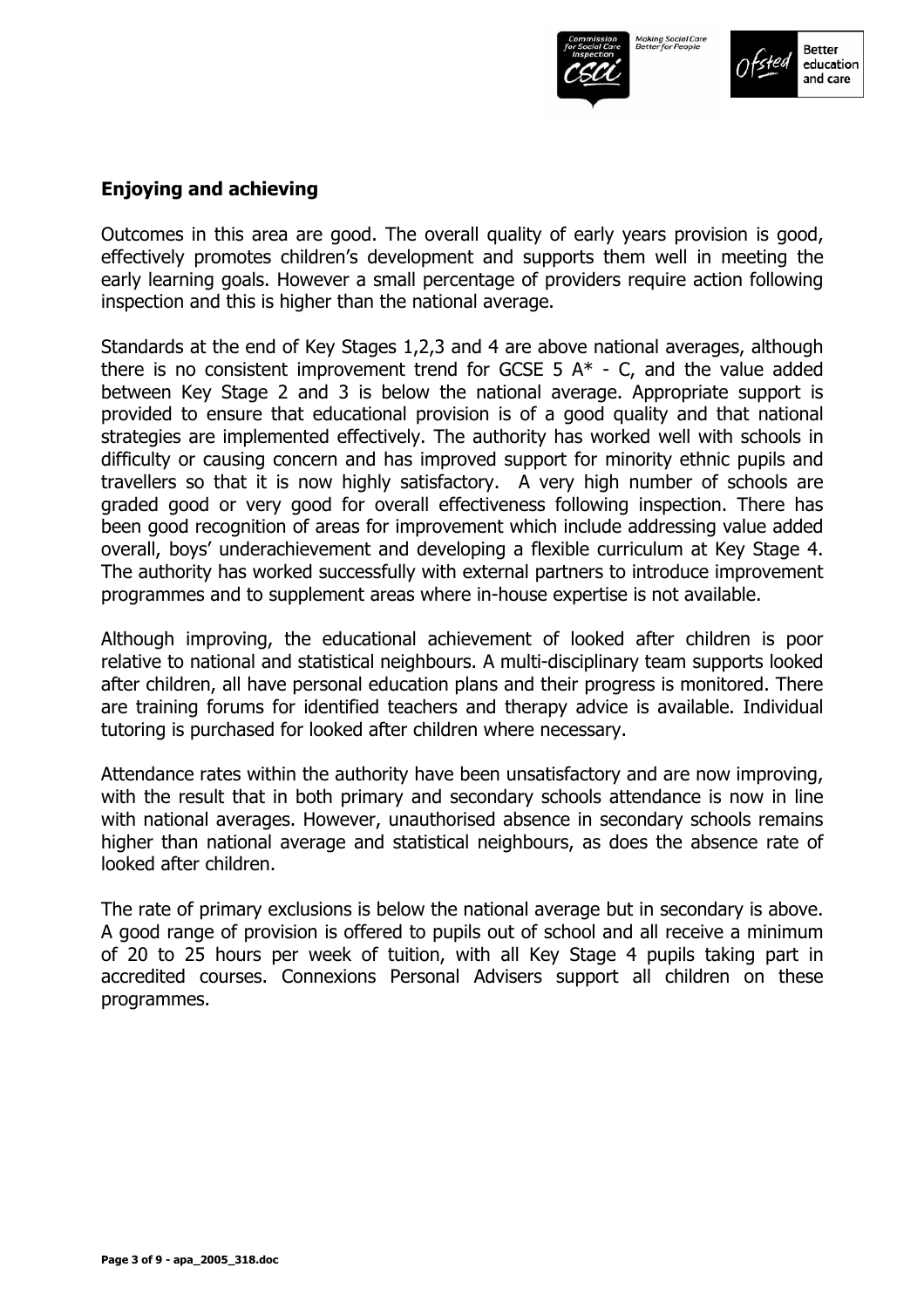## Enjoying and achieving

Outcomes in this area are good. The overall quality of early years provision is good, effectively promotes children's development and supports them well in meeting the early learning goals. However a small percentage of providers require action following inspection and this is higher than the national average.

Standards at the end of Key Stages 1,2,3 and 4 are above national averages, although there is no consistent improvement trend for GCSE 5 A* - C, and the value added between Key Stage 2 and 3 is below the national average. Appropriate support is provided to ensure that educational provision is of a good quality and that national strategies are implemented effectively. The authority has worked well with schools in difficulty or causing concern and has improved support for minority ethnic pupils and travellers so that it is now highly satisfactory. A very high number of schools are graded good or very good for overall effectiveness following inspection. There has been good recognition of areas for improvement which include addressing value added overall, boys' underachievement and developing a flexible curriculum at Key Stage 4. The authority has worked successfully with external partners to introduce improvement programmes and to supplement areas where in-house expertise is not available.

Although improving, the educational achievement of looked after children is poor relative to national and statistical neighbours. A multi-disciplinary team supports looked after children, all have personal education plans and their progress is monitored. There are training forums for identified teachers and therapy advice is available. Individual tutoring is purchased for looked after children where necessary.

Attendance rates within the authority have been unsatisfactory and are now improving, with the result that in both primary and secondary schools attendance is now in line with national averages. However, unauthorised absence in secondary schools remains higher than national average and statistical neighbours, as does the absence rate of looked after children.

The rate of primary exclusions is below the national average but in secondary is above. A good range of provision is offered to pupils out of school and all receive a minimum of 20 to 25 hours per week of tuition, with all Key Stage 4 pupils taking part in accredited courses. Connexions Personal Advisers support all children on these programmes.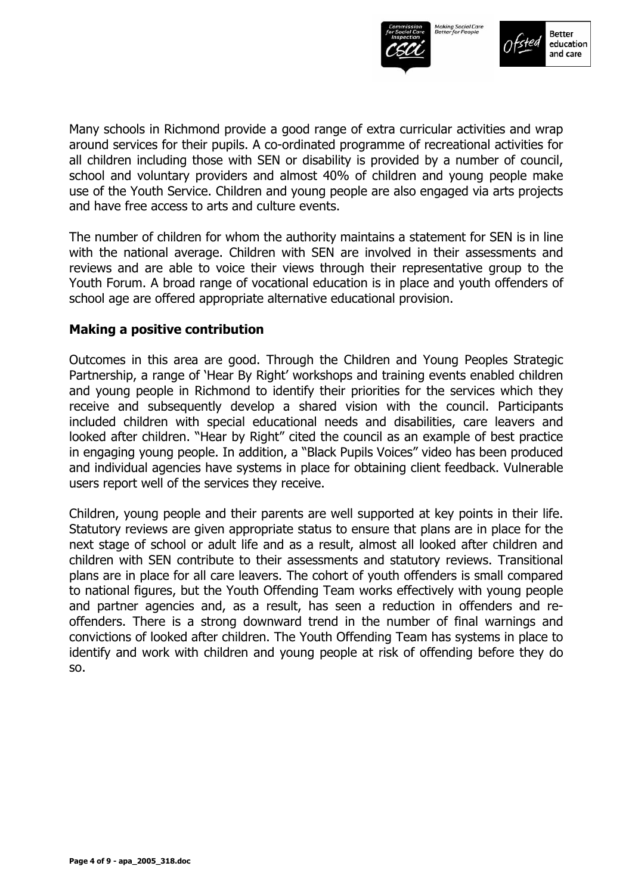Many schools in Richmond provide a good range of extra curricular activities and wrap around services for their pupils. A co-ordinated programme of recreational activities for all children including those with SEN or disability is provided by a number of council, school and voluntary providers and almost 40% of children and young people make use of the Youth Service. Children and young people are also engaged via arts projects and have free access to arts and culture events.

The number of children for whom the authority maintains a statement for SEN is in line with the national average. Children with SEN are involved in their assessments and reviews and are able to voice their views through their representative group to the Youth Forum. A broad range of vocational education is in place and youth offenders of school age are offered appropriate alternative educational provision.

## Making a positive contribution

Outcomes in this area are good. Through the Children and Young Peoples Strategic Partnership, a range of 'Hear By Right' workshops and training events enabled children and young people in Richmond to identify their priorities for the services which they receive and subsequently develop a shared vision with the council. Participants included children with special educational needs and disabilities, care leavers and looked after children. "Hear by Right" cited the council as an example of best practice in engaging young people. In addition, a "Black Pupils Voices" video has been produced and individual agencies have systems in place for obtaining client feedback. Vulnerable users report well of the services they receive.

Children, young people and their parents are well supported at key points in their life. Statutory reviews are given appropriate status to ensure that plans are in place for the next stage of school or adult life and as a result, almost all looked after children and children with SEN contribute to their assessments and statutory reviews. Transitional plans are in place for all care leavers. The cohort of youth offenders is small compared to national figures, but the Youth Offending Team works effectively with young people and partner agencies and, as a result, has seen a reduction in offenders and re-offenders. There is a strong downward trend in the number of final warnings and convictions of looked after children. The Youth Offending Team has systems in place to identify and work with children and young people at risk of offending before they do so.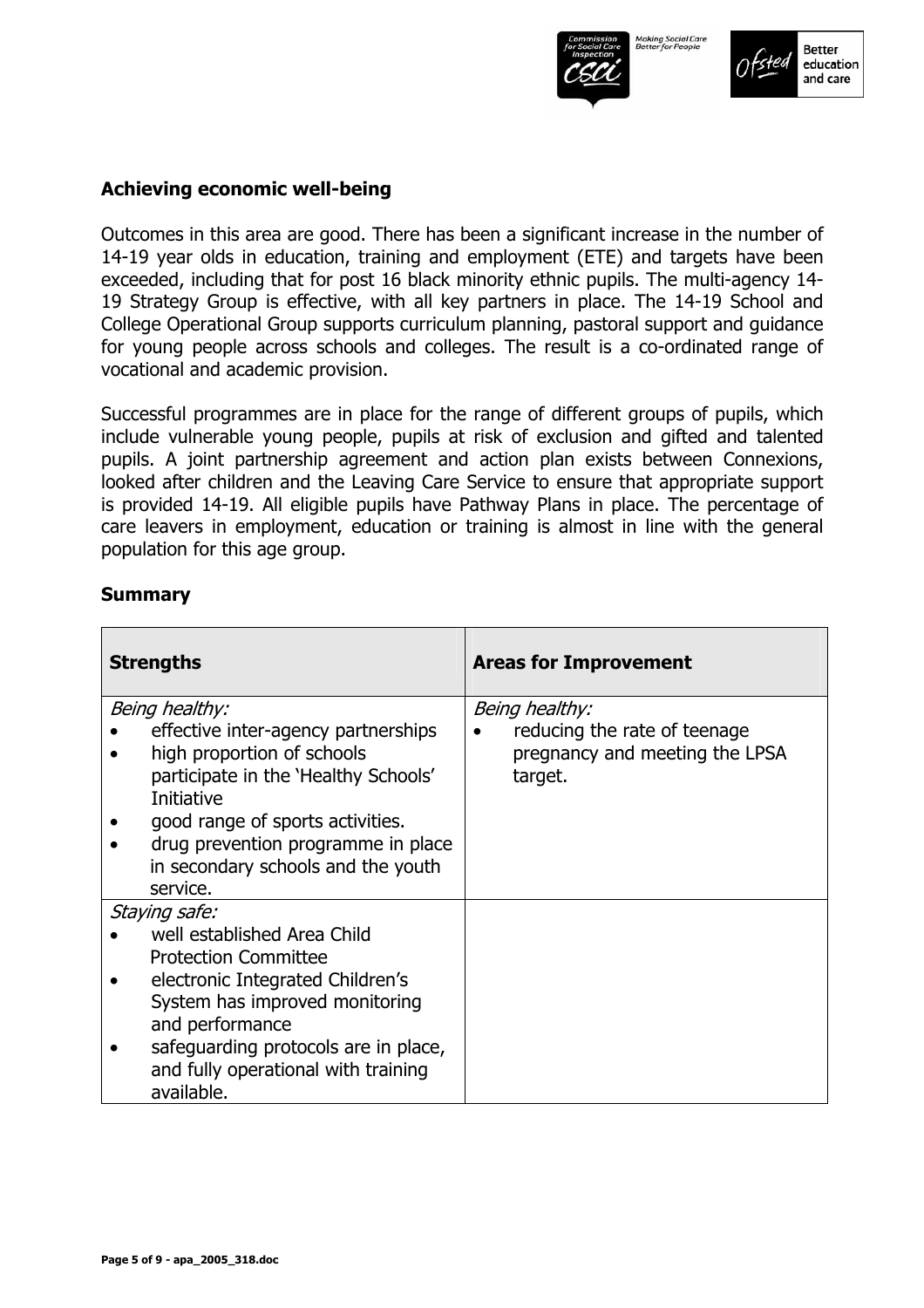## Achieving economic well-being

Outcomes in this area are good. There has been a significant increase in the number of 14-19 year olds in education, training and employment (ETE) and targets have been exceeded, including that for post 16 black minority ethnic pupils. The multi-agency 14-19 Strategy Group is effective, with all key partners in place. The 14-19 School and College Operational Group supports curriculum planning, pastoral support and guidance for young people across schools and colleges. The result is a co-ordinated range of vocational and academic provision.

Successful programmes are in place for the range of different groups of pupils, which include vulnerable young people, pupils at risk of exclusion and gifted and talented pupils. A joint partnership agreement and action plan exists between Connexions, looked after children and the Leaving Care Service to ensure that appropriate support is provided 14-19. All eligible pupils have Pathway Plans in place. The percentage of care leavers in employment, education or training is almost in line with the general population for this age group.

## Summary

| Strengths | Areas for Improvement |
|---|---|
| *Being healthy:*<br>• effective inter-agency partnerships<br>• high proportion of schools participate in the 'Healthy Schools' Initiative<br>• good range of sports activities.<br>• drug prevention programme in place in secondary schools and the youth service. | *Being healthy:*<br>• reducing the rate of teenage pregnancy and meeting the LPSA target. |
| *Staying safe:*<br>• well established Area Child Protection Committee<br>• electronic Integrated Children's System has improved monitoring and performance<br>• safeguarding protocols are in place, and fully operational with training available. | |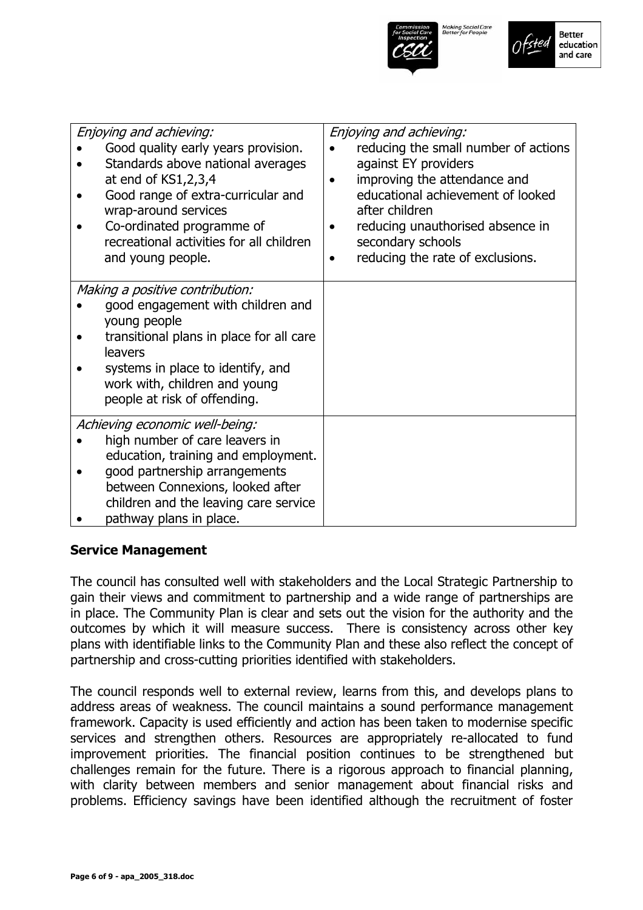| *Enjoying and achieving:* | *Enjoying and achieving:* |
|---|---|
| • Good quality early years provision.<br>• Standards above national averages at end of KS1,2,3,4<br>• Good range of extra-curricular and wrap-around services<br>• Co-ordinated programme of recreational activities for all children and young people. | • reducing the small number of actions against EY providers<br>• improving the attendance and educational achievement of looked after children<br>• reducing unauthorised absence in secondary schools<br>• reducing the rate of exclusions. |
| *Making a positive contribution:*<br>• good engagement with children and young people<br>• transitional plans in place for all care leavers<br>• systems in place to identify, and work with, children and young people at risk of offending. | |
| *Achieving economic well-being:*<br>• high number of care leavers in education, training and employment.<br>• good partnership arrangements between Connexions, looked after children and the leaving care service<br>• pathway plans in place. | |

**Service Management**

The council has consulted well with stakeholders and the Local Strategic Partnership to gain their views and commitment to partnership and a wide range of partnerships are in place. The Community Plan is clear and sets out the vision for the authority and the outcomes by which it will measure success. There is consistency across other key plans with identifiable links to the Community Plan and these also reflect the concept of partnership and cross-cutting priorities identified with stakeholders.

The council responds well to external review, learns from this, and develops plans to address areas of weakness. The council maintains a sound performance management framework. Capacity is used efficiently and action has been taken to modernise specific services and strengthen others. Resources are appropriately re-allocated to fund improvement priorities. The financial position continues to be strengthened but challenges remain for the future. There is a rigorous approach to financial planning, with clarity between members and senior management about financial risks and problems. Efficiency savings have been identified although the recruitment of foster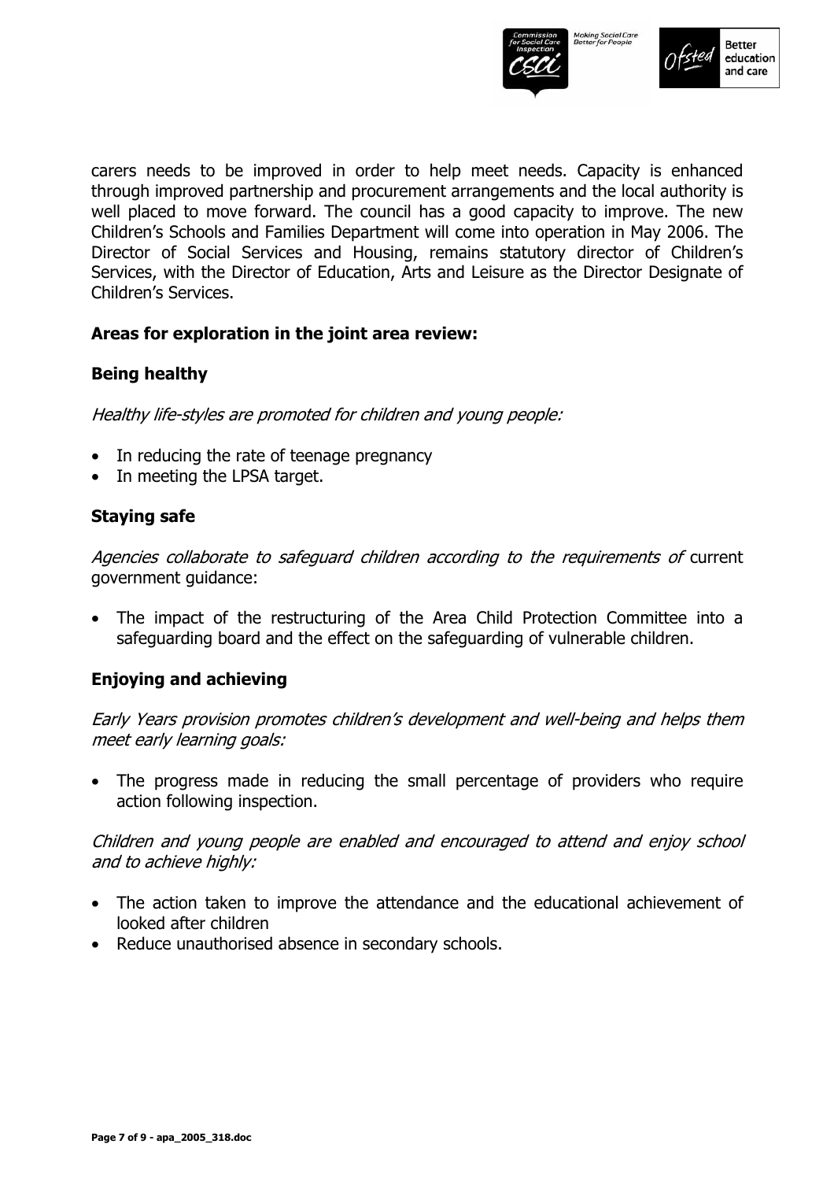carers needs to be improved in order to help meet needs. Capacity is enhanced through improved partnership and procurement arrangements and the local authority is well placed to move forward. The council has a good capacity to improve. The new Children's Schools and Families Department will come into operation in May 2006. The Director of Social Services and Housing, remains statutory director of Children's Services, with the Director of Education, Arts and Leisure as the Director Designate of Children's Services.

## Areas for exploration in the joint area review:

### Being healthy

*Healthy life-styles are promoted for children and young people:*

- In reducing the rate of teenage pregnancy
- In meeting the LPSA target.

### Staying safe

*Agencies collaborate to safeguard children according to the requirements of* current government guidance:

- The impact of the restructuring of the Area Child Protection Committee into a safeguarding board and the effect on the safeguarding of vulnerable children.

### Enjoying and achieving

*Early Years provision promotes children's development and well-being and helps them meet early learning goals:*

- The progress made in reducing the small percentage of providers who require action following inspection.

*Children and young people are enabled and encouraged to attend and enjoy school and to achieve highly:*

- The action taken to improve the attendance and the educational achievement of looked after children
- Reduce unauthorised absence in secondary schools.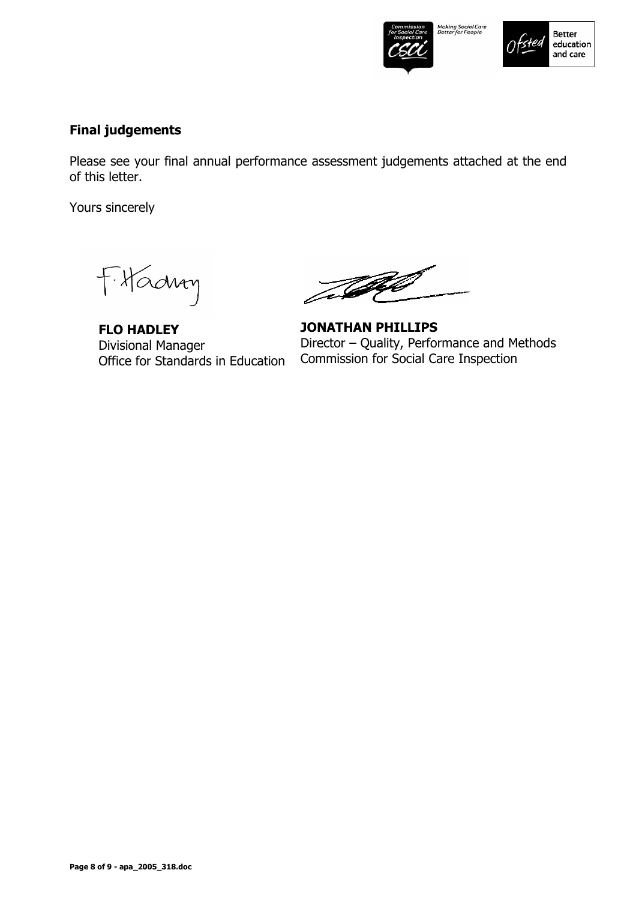## Final judgements

Please see your final annual performance assessment judgements attached at the end of this letter.

Yours sincerely

**FLO HADLEY**
Divisional Manager
Office for Standards in Education

**JONATHAN PHILLIPS**
Director – Quality, Performance and Methods
Commission for Social Care Inspection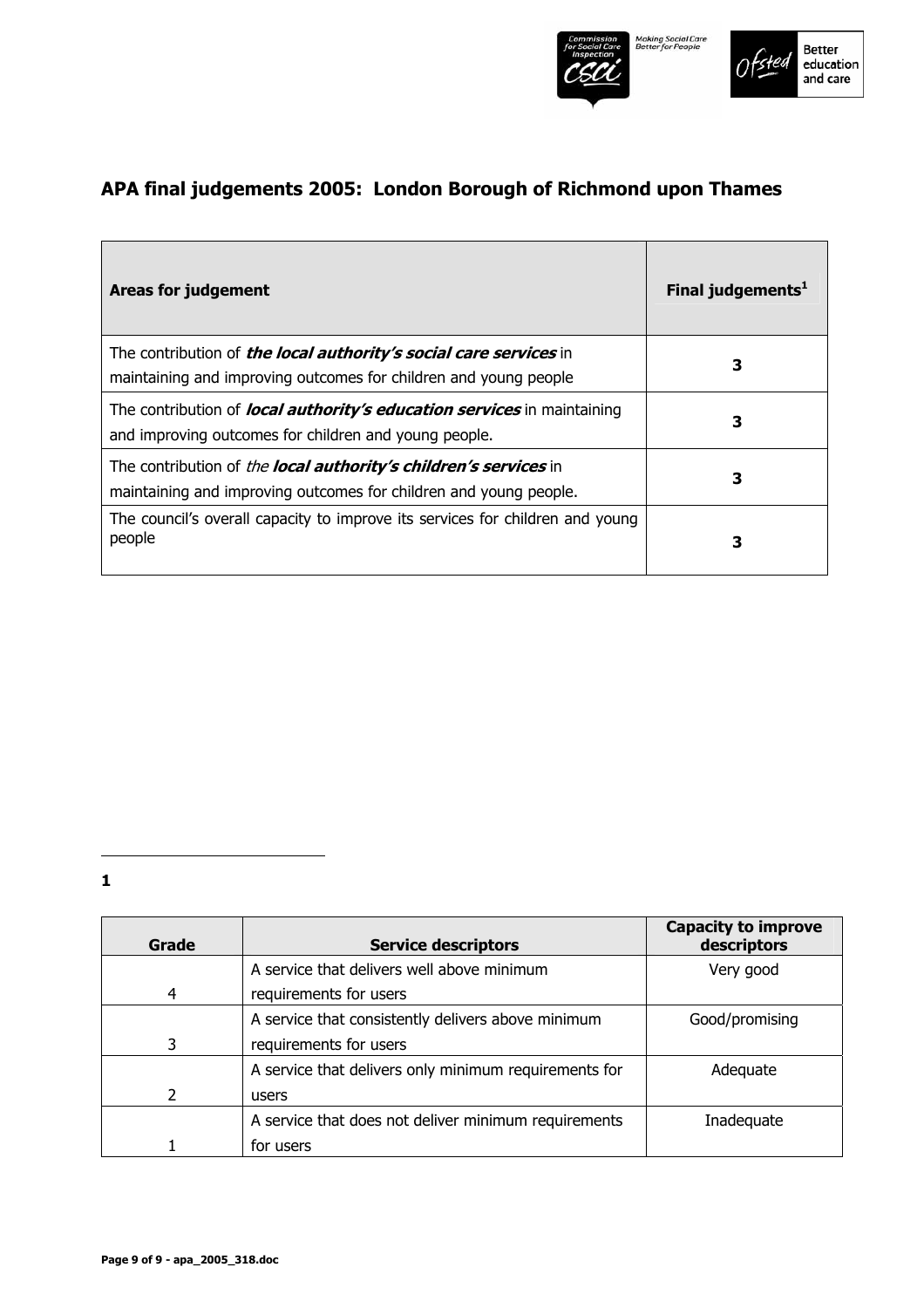## APA final judgements 2005: London Borough of Richmond upon Thames

| Areas for judgement | Final judgements[1] |
|---|---|
| The contribution of ***the local authority's social care services*** in maintaining and improving outcomes for children and young people | **3** |
| The contribution of ***local authority's education services*** in maintaining and improving outcomes for children and young people. | **3** |
| The contribution of *the* ***local authority's children's services*** in maintaining and improving outcomes for children and young people. | **3** |
| The council's overall capacity to improve its services for children and young people | **3** |

**1**

| Grade | Service descriptors | Capacity to improve descriptors |
|---|---|---|
| 4 | A service that delivers well above minimum requirements for users | Very good |
| 3 | A service that consistently delivers above minimum requirements for users | Good/promising |
| 2 | A service that delivers only minimum requirements for users | Adequate |
| 1 | A service that does not deliver minimum requirements for users | Inadequate |